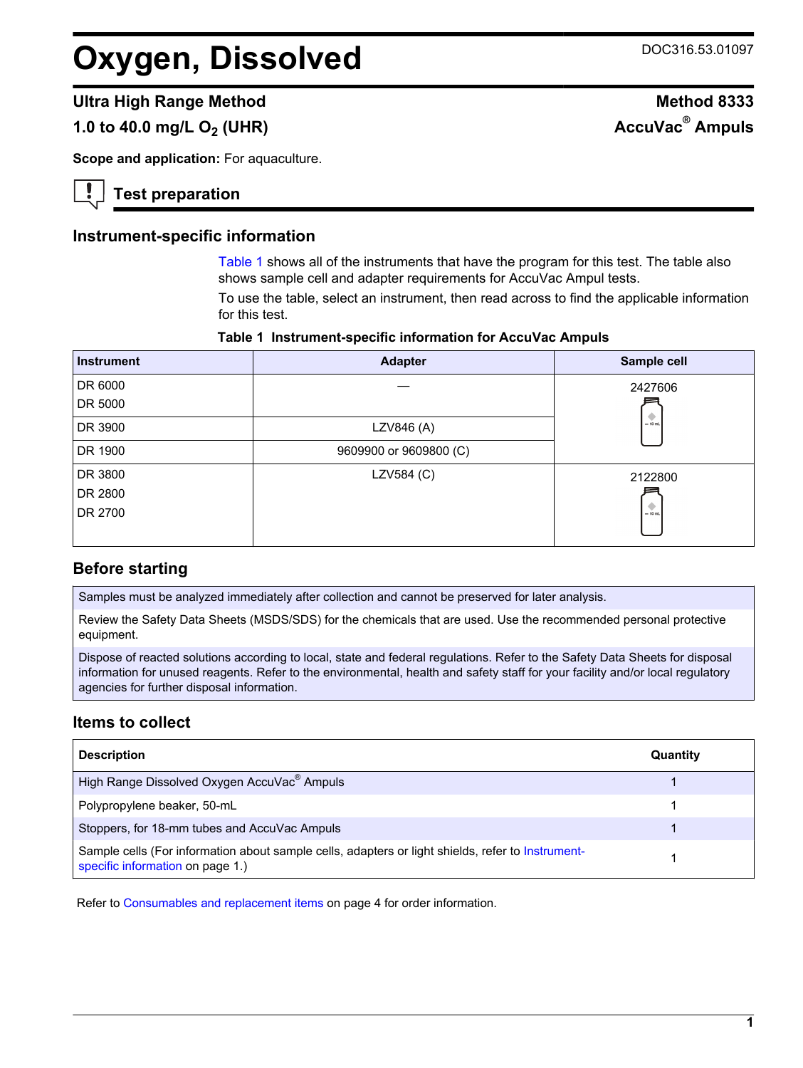# Oxygen, Dissolved

DOC316.53.01097

## Ultra High Range Method

## 1.0 to 40.0 mg/L $O_2$ (UHR)

**Method 8333**

**AccuVac® Ampuls**

**Scope and application:** For aquaculture.

## Test preparation

### Instrument-specific information

Table 1 shows all of the instruments that have the program for this test. The table also shows sample cell and adapter requirements for AccuVac Ampul tests.

To use the table, select an instrument, then read across to find the applicable information for this test.

**Table 1 Instrument-specific information for AccuVac Ampuls**

| Instrument | Adapter | Sample cell |
| --- | --- | --- |
| DR 6000<br>DR 5000 | — | 2427606 |
| DR 3900 | LZV846 (A) | |
| DR 1900 | 9609900 or 9609800 (C) | |
| DR 3800<br>DR 2800<br>DR 2700 | LZV584 (C) | 2122800 |

### Before starting

Samples must be analyzed immediately after collection and cannot be preserved for later analysis.

Review the Safety Data Sheets (MSDS/SDS) for the chemicals that are used. Use the recommended personal protective equipment.

Dispose of reacted solutions according to local, state and federal regulations. Refer to the Safety Data Sheets for disposal information for unused reagents. Refer to the environmental, health and safety staff for your facility and/or local regulatory agencies for further disposal information.

### Items to collect

| Description | Quantity |
| --- | --- |
| High Range Dissolved Oxygen AccuVac® Ampuls | 1 |
| Polypropylene beaker, 50-mL | 1 |
| Stoppers, for 18-mm tubes and AccuVac Ampuls | 1 |
| Sample cells (For information about sample cells, adapters or light shields, refer to Instrument-specific information on page 1.) | 1 |

Refer to Consumables and replacement items on page 4 for order information.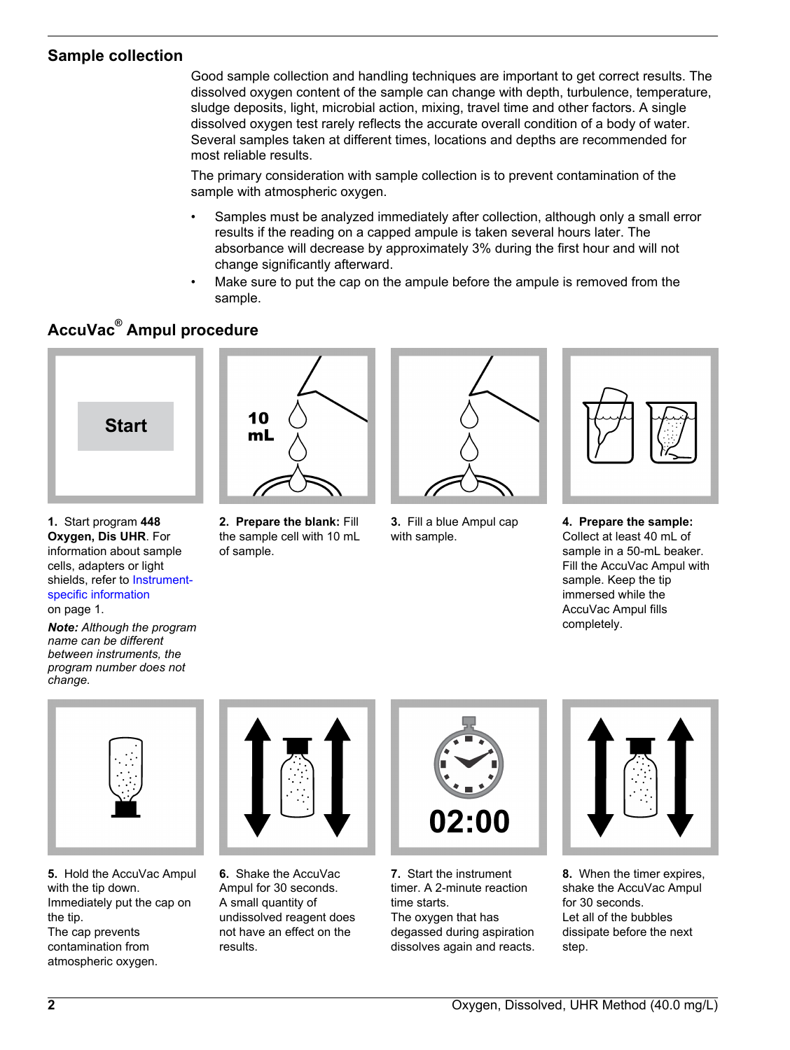## Sample collection

Good sample collection and handling techniques are important to get correct results. The dissolved oxygen content of the sample can change with depth, turbulence, temperature, sludge deposits, light, microbial action, mixing, travel time and other factors. A single dissolved oxygen test rarely reflects the accurate overall condition of a body of water. Several samples taken at different times, locations and depths are recommended for most reliable results.

The primary consideration with sample collection is to prevent contamination of the sample with atmospheric oxygen.

- Samples must be analyzed immediately after collection, although only a small error results if the reading on a capped ampule is taken several hours later. The absorbance will decrease by approximately 3% during the first hour and will not change significantly afterward.
- Make sure to put the cap on the ampule before the ampule is removed from the sample.

## AccuVac® Ampul procedure

**1.** Start program **448 Oxygen, Dis UHR**. For information about sample cells, adapters or light shields, refer to Instrument-specific information on page 1.

***Note:*** *Although the program name can be different between instruments, the program number does not change.*

**2. Prepare the blank:** Fill the sample cell with 10 mL of sample.

**3.** Fill a blue Ampul cap with sample.

**4. Prepare the sample:** Collect at least 40 mL of sample in a 50-mL beaker. Fill the AccuVac Ampul with sample. Keep the tip immersed while the AccuVac Ampul fills completely.

**5.** Hold the AccuVac Ampul with the tip down. Immediately put the cap on the tip. The cap prevents contamination from atmospheric oxygen.

**6.** Shake the AccuVac Ampul for 30 seconds. A small quantity of undissolved reagent does not have an effect on the results.

**7.** Start the instrument timer. A 2-minute reaction time starts. The oxygen that has degassed during aspiration dissolves again and reacts.

**8.** When the timer expires, shake the AccuVac Ampul for 30 seconds. Let all of the bubbles dissipate before the next step.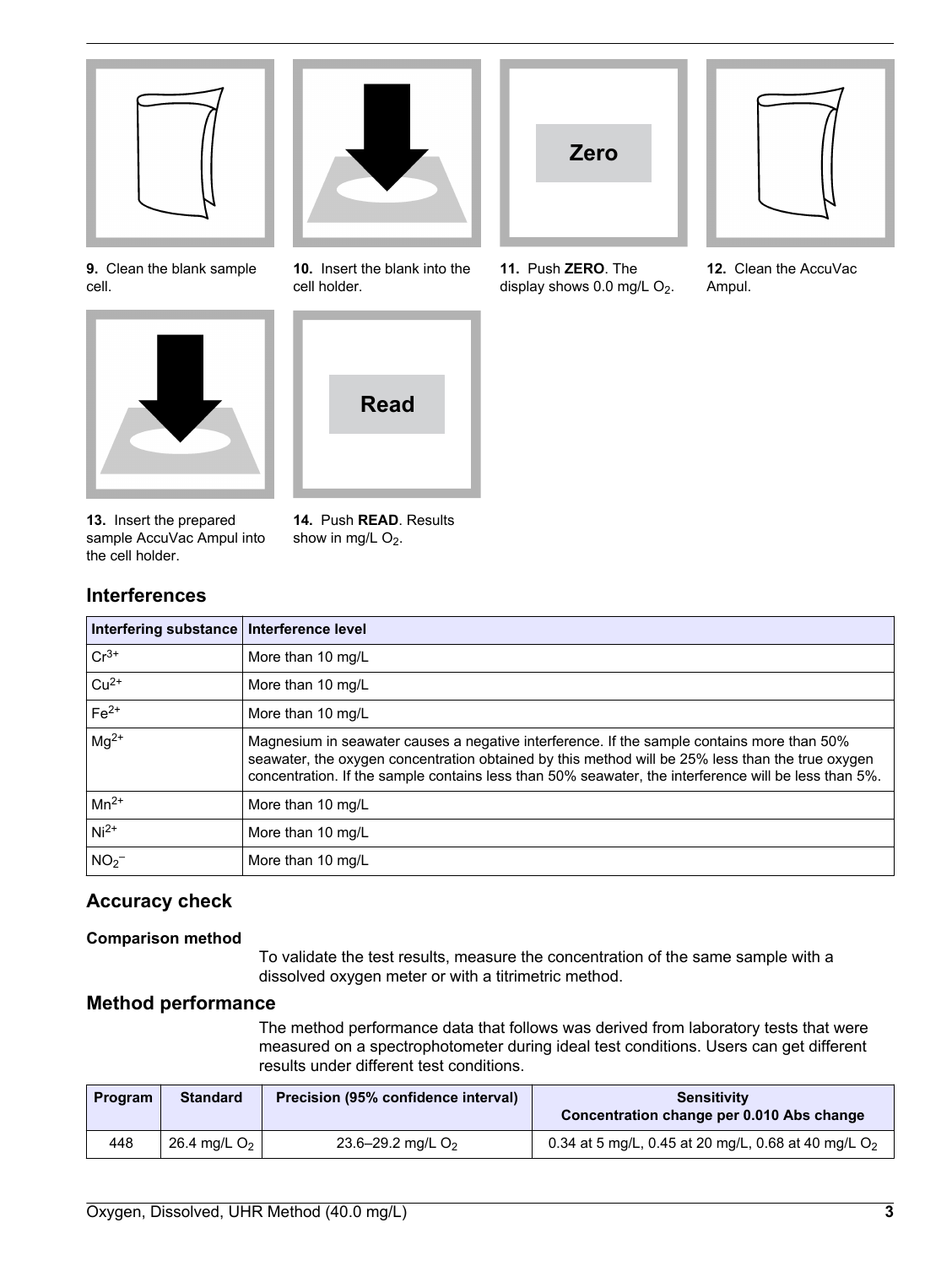9. Clean the blank sample cell.

10. Insert the blank into the cell holder.

11. Push **ZERO**. The display shows 0.0 mg/L $O_2$.

12. Clean the AccuVac Ampul.

13. Insert the prepared sample AccuVac Ampul into the cell holder.

14. Push **READ**. Results show in mg/L $O_2$.

## Interferences

| Interfering substance | Interference level |
|---|---|
| $Cr^{3+}$ | More than 10 mg/L |
| $Cu^{2+}$ | More than 10 mg/L |
| $Fe^{2+}$ | More than 10 mg/L |
| $Mg^{2+}$ | Magnesium in seawater causes a negative interference. If the sample contains more than 50% seawater, the oxygen concentration obtained by this method will be 25% less than the true oxygen concentration. If the sample contains less than 50% seawater, the interference will be less than 5%. |
| $Mn^{2+}$ | More than 10 mg/L |
| $Ni^{2+}$ | More than 10 mg/L |
| $NO_2^-$ | More than 10 mg/L |

## Accuracy check

### Comparison method

To validate the test results, measure the concentration of the same sample with a dissolved oxygen meter or with a titrimetric method.

## Method performance

The method performance data that follows was derived from laboratory tests that were measured on a spectrophotometer during ideal test conditions. Users can get different results under different test conditions.

| Program | Standard | Precision (95% confidence interval) | Sensitivity Concentration change per 0.010 Abs change |
|---|---|---|---|
| 448 | 26.4 mg/L $O_2$ | 23.6–29.2 mg/L $O_2$ | 0.34 at 5 mg/L, 0.45 at 20 mg/L, 0.68 at 40 mg/L $O_2$ |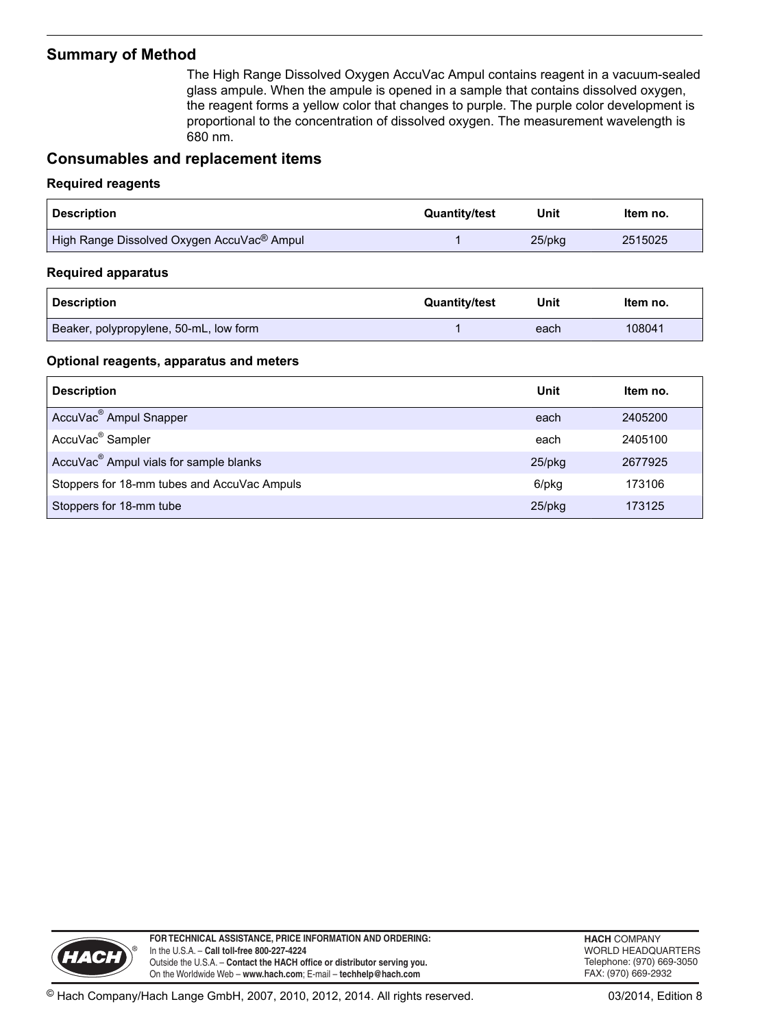## Summary of Method

The High Range Dissolved Oxygen AccuVac Ampul contains reagent in a vacuum-sealed glass ampule. When the ampule is opened in a sample that contains dissolved oxygen, the reagent forms a yellow color that changes to purple. The purple color development is proportional to the concentration of dissolved oxygen. The measurement wavelength is 680 nm.

## Consumables and replacement items

### Required reagents

| Description | Quantity/test | Unit | Item no. |
|---|---|---|---|
| High Range Dissolved Oxygen AccuVac® Ampul | 1 | 25/pkg | 2515025 |

### Required apparatus

| Description | Quantity/test | Unit | Item no. |
|---|---|---|---|
| Beaker, polypropylene, 50-mL, low form | 1 | each | 108041 |

### Optional reagents, apparatus and meters

| Description | Unit | Item no. |
|---|---|---|
| AccuVac® Ampul Snapper | each | 2405200 |
| AccuVac® Sampler | each | 2405100 |
| AccuVac® Ampul vials for sample blanks | 25/pkg | 2677925 |
| Stoppers for 18-mm tubes and AccuVac Ampuls | 6/pkg | 173106 |
| Stoppers for 18-mm tube | 25/pkg | 173125 |

**FOR TECHNICAL ASSISTANCE, PRICE INFORMATION AND ORDERING:**
In the U.S.A. – **Call toll-free 800-227-4224**
Outside the U.S.A. – **Contact the HACH office or distributor serving you.**
On the Worldwide Web – **www.hach.com**; E-mail – **techhelp@hach.com**

**HACH** COMPANY
WORLD HEADQUARTERS
Telephone: (970) 669-3050
FAX: (970) 669-2932

© Hach Company/Hach Lange GmbH, 2007, 2010, 2012, 2014. All rights reserved.

03/2014, Edition 8